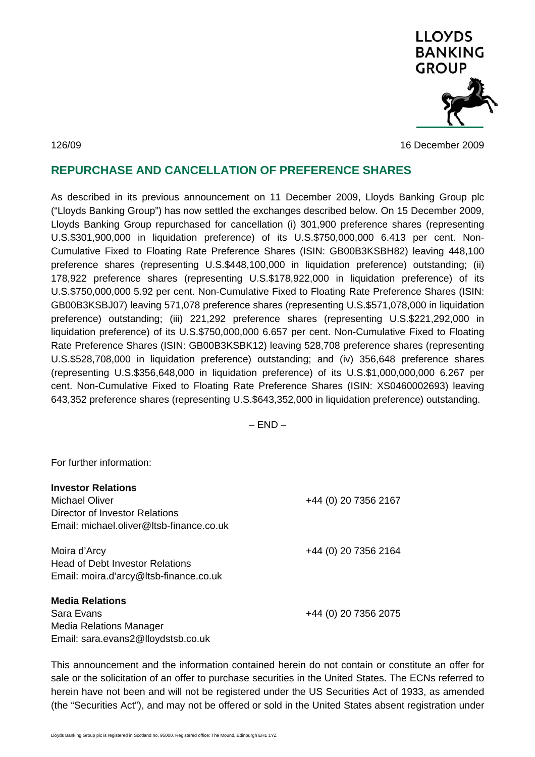LLOYDS BANKING GROUP

126/09

16 December 2009

## REPURCHASE AND CANCELLATION OF PREFERENCE SHARES

As described in its previous announcement on 11 December 2009, Lloyds Banking Group plc ("Lloyds Banking Group") has now settled the exchanges described below. On 15 December 2009, Lloyds Banking Group repurchased for cancellation (i) 301,900 preference shares (representing U.S.$301,900,000 in liquidation preference) of its U.S.$750,000,000 6.413 per cent. Non-Cumulative Fixed to Floating Rate Preference Shares (ISIN: GB00B3KSBH82) leaving 448,100 preference shares (representing U.S.$448,100,000 in liquidation preference) outstanding; (ii) 178,922 preference shares (representing U.S.$178,922,000 in liquidation preference) of its U.S.$750,000,000 5.92 per cent. Non-Cumulative Fixed to Floating Rate Preference Shares (ISIN: GB00B3KSBJ07) leaving 571,078 preference shares (representing U.S.$571,078,000 in liquidation preference) outstanding; (iii) 221,292 preference shares (representing U.S.$221,292,000 in liquidation preference) of its U.S.$750,000,000 6.657 per cent. Non-Cumulative Fixed to Floating Rate Preference Shares (ISIN: GB00B3KSBK12) leaving 528,708 preference shares (representing U.S.$528,708,000 in liquidation preference) outstanding; and (iv) 356,648 preference shares (representing U.S.$356,648,000 in liquidation preference) of its U.S.$1,000,000,000 6.267 per cent. Non-Cumulative Fixed to Floating Rate Preference Shares (ISIN: XS0460002693) leaving 643,352 preference shares (representing U.S.$643,352,000 in liquidation preference) outstanding.

– END –

For further information:

**Investor Relations**

Michael Oliver — +44 (0) 20 7356 2167
Director of Investor Relations
Email: michael.oliver@ltsb-finance.co.uk

Moira d'Arcy — +44 (0) 20 7356 2164
Head of Debt Investor Relations
Email: moira.d'arcy@ltsb-finance.co.uk

**Media Relations**

Sara Evans — +44 (0) 20 7356 2075
Media Relations Manager
Email: sara.evans2@lloydstsb.co.uk

This announcement and the information contained herein do not contain or constitute an offer for sale or the solicitation of an offer to purchase securities in the United States. The ECNs referred to herein have not been and will not be registered under the US Securities Act of 1933, as amended (the "Securities Act"), and may not be offered or sold in the United States absent registration under

Lloyds Banking Group plc is registered in Scotland no. 95000. Registered office: The Mound, Edinburgh EH1 1YZ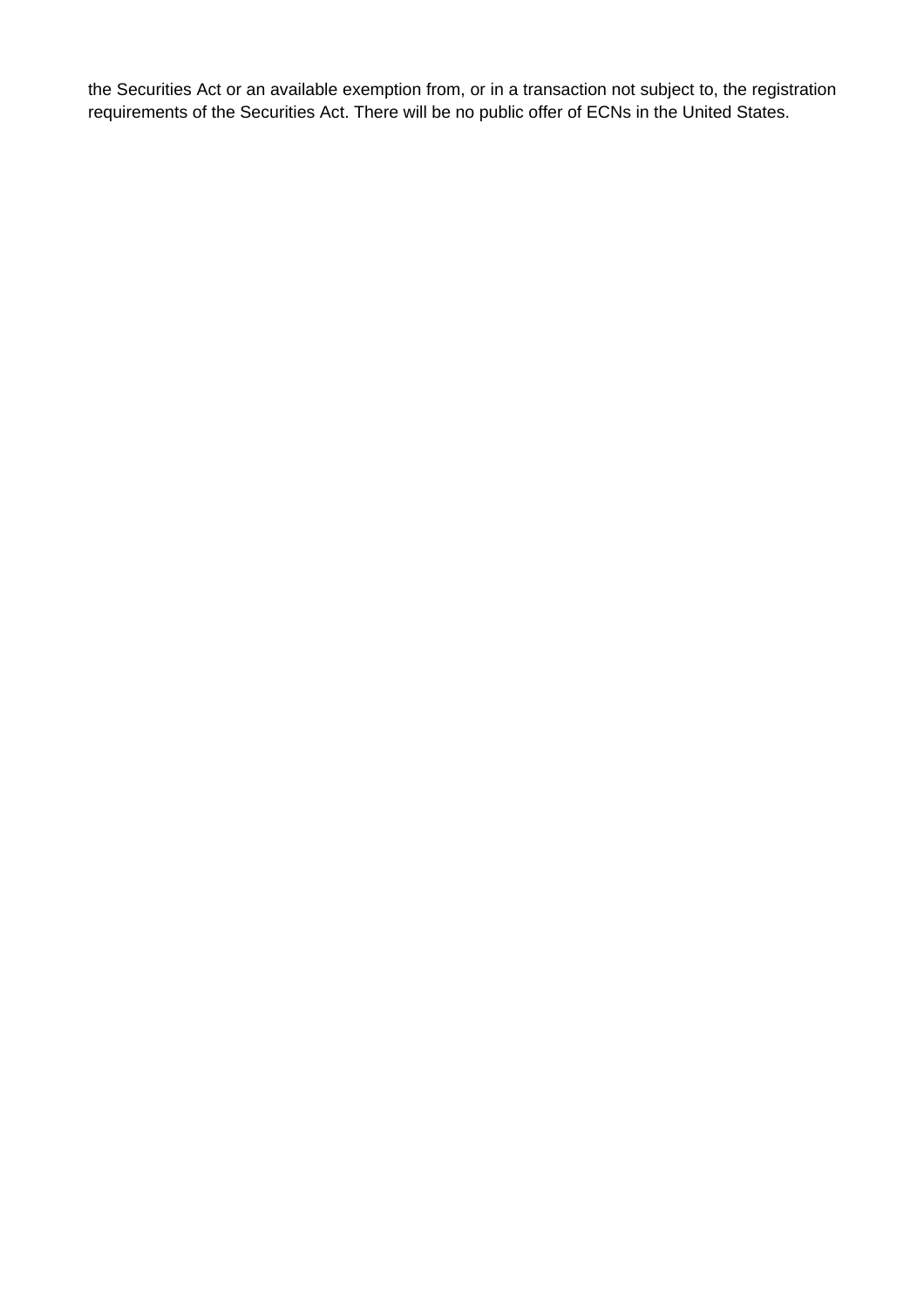the Securities Act or an available exemption from, or in a transaction not subject to, the registration requirements of the Securities Act. There will be no public offer of ECNs in the United States.